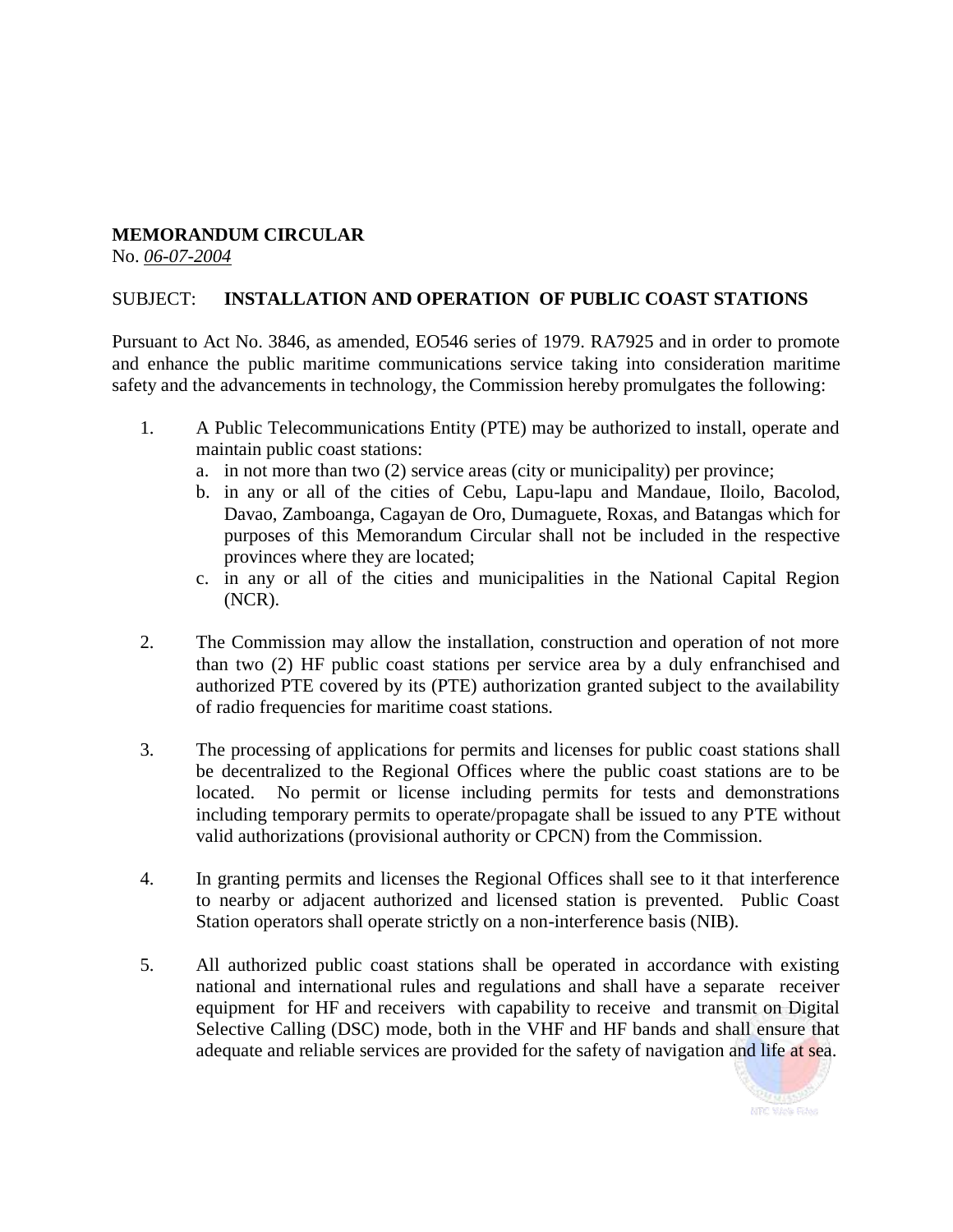**MEMORANDUM CIRCULAR**
No. *06-07-2004*

SUBJECT: **INSTALLATION AND OPERATION OF PUBLIC COAST STATIONS**

Pursuant to Act No. 3846, as amended, EO546 series of 1979. RA7925 and in order to promote and enhance the public maritime communications service taking into consideration maritime safety and the advancements in technology, the Commission hereby promulgates the following:

1. A Public Telecommunications Entity (PTE) may be authorized to install, operate and maintain public coast stations:
   a. in not more than two (2) service areas (city or municipality) per province;
   b. in any or all of the cities of Cebu, Lapu-lapu and Mandaue, Iloilo, Bacolod, Davao, Zamboanga, Cagayan de Oro, Dumaguete, Roxas, and Batangas which for purposes of this Memorandum Circular shall not be included in the respective provinces where they are located;
   c. in any or all of the cities and municipalities in the National Capital Region (NCR).

2. The Commission may allow the installation, construction and operation of not more than two (2) HF public coast stations per service area by a duly enfranchised and authorized PTE covered by its (PTE) authorization granted subject to the availability of radio frequencies for maritime coast stations.

3. The processing of applications for permits and licenses for public coast stations shall be decentralized to the Regional Offices where the public coast stations are to be located. No permit or license including permits for tests and demonstrations including temporary permits to operate/propagate shall be issued to any PTE without valid authorizations (provisional authority or CPCN) from the Commission.

4. In granting permits and licenses the Regional Offices shall see to it that interference to nearby or adjacent authorized and licensed station is prevented. Public Coast Station operators shall operate strictly on a non-interference basis (NIB).

5. All authorized public coast stations shall be operated in accordance with existing national and international rules and regulations and shall have a separate receiver equipment for HF and receivers with capability to receive and transmit on Digital Selective Calling (DSC) mode, both in the VHF and HF bands and shall ensure that adequate and reliable services are provided for the safety of navigation and life at sea.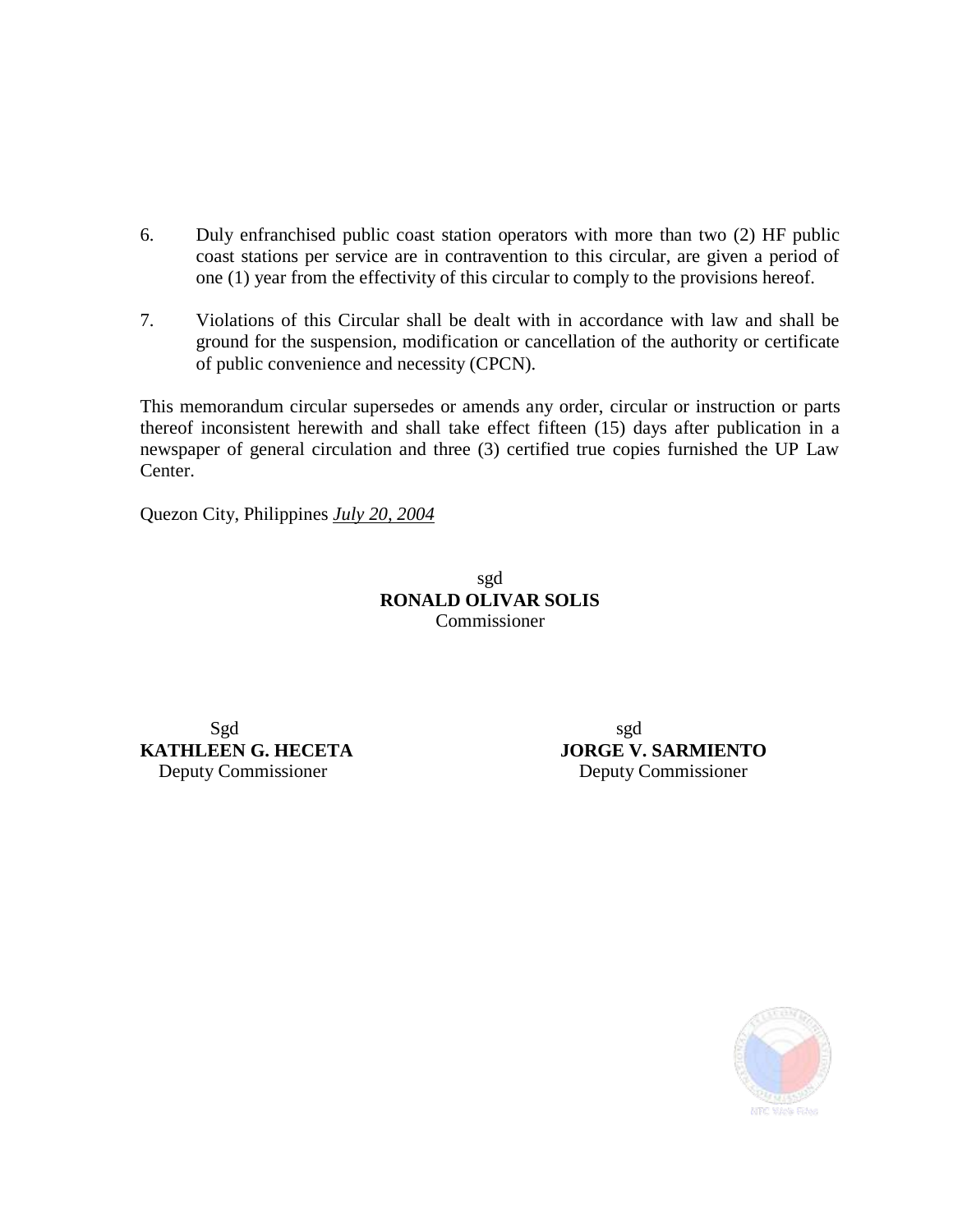6. Duly enfranchised public coast station operators with more than two (2) HF public coast stations per service are in contravention to this circular, are given a period of one (1) year from the effectivity of this circular to comply to the provisions hereof.

7. Violations of this Circular shall be dealt with in accordance with law and shall be ground for the suspension, modification or cancellation of the authority or certificate of public convenience and necessity (CPCN).

This memorandum circular supersedes or amends any order, circular or instruction or parts thereof inconsistent herewith and shall take effect fifteen (15) days after publication in a newspaper of general circulation and three (3) certified true copies furnished the UP Law Center.

Quezon City, Philippines *July 20, 2004*

sgd
**RONALD OLIVAR SOLIS**
Commissioner

Sgd
**KATHLEEN G. HECETA**
Deputy Commissioner

sgd
**JORGE V. SARMIENTO**
Deputy Commissioner